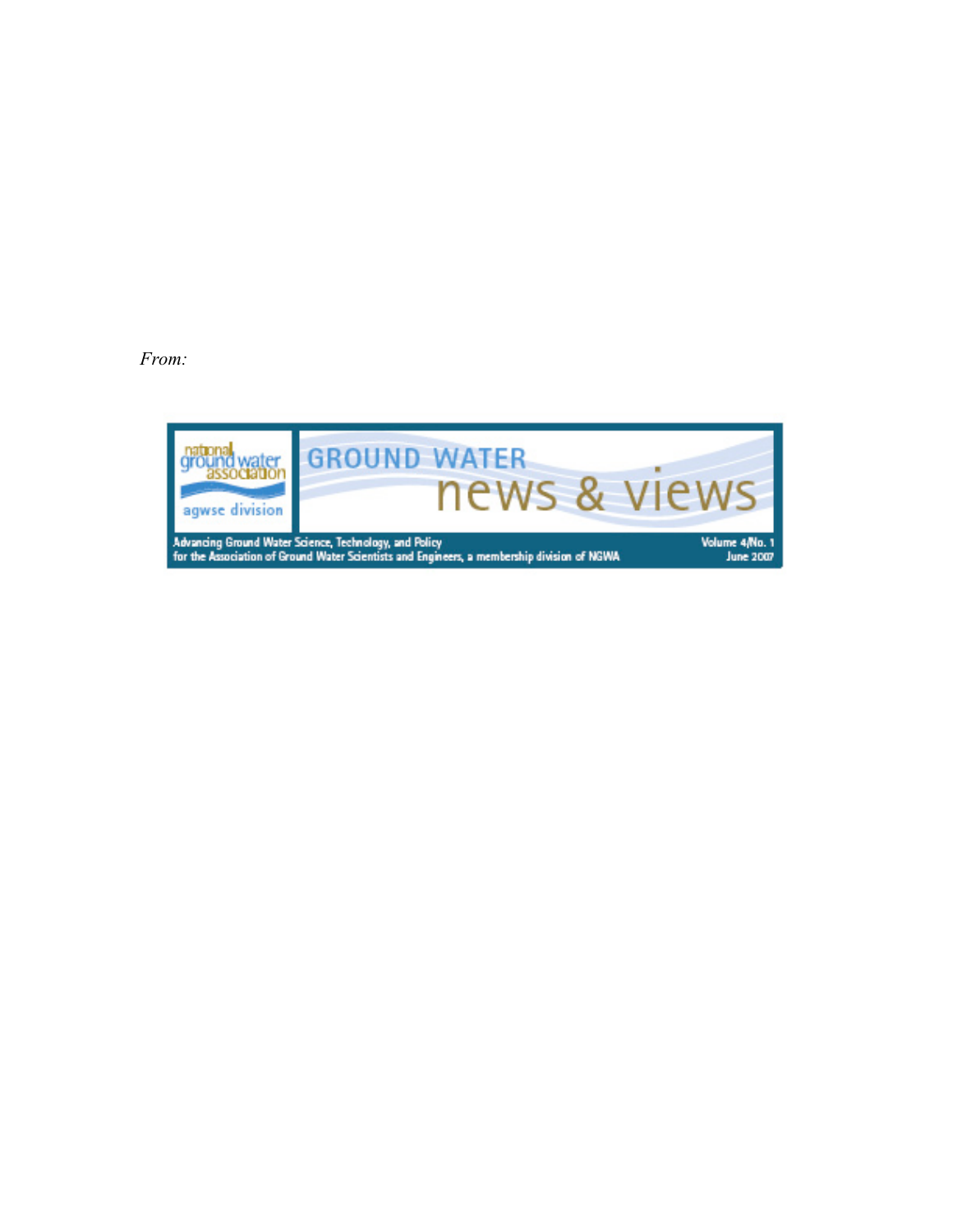*From:*

national ground water association
agwse division

# GROUND WATER news & views

Advancing Ground Water Science, Technology, and Policy
for the Association of Ground Water Scientists and Engineers, a membership division of NGWA

Volume 4/No. 1
June 2007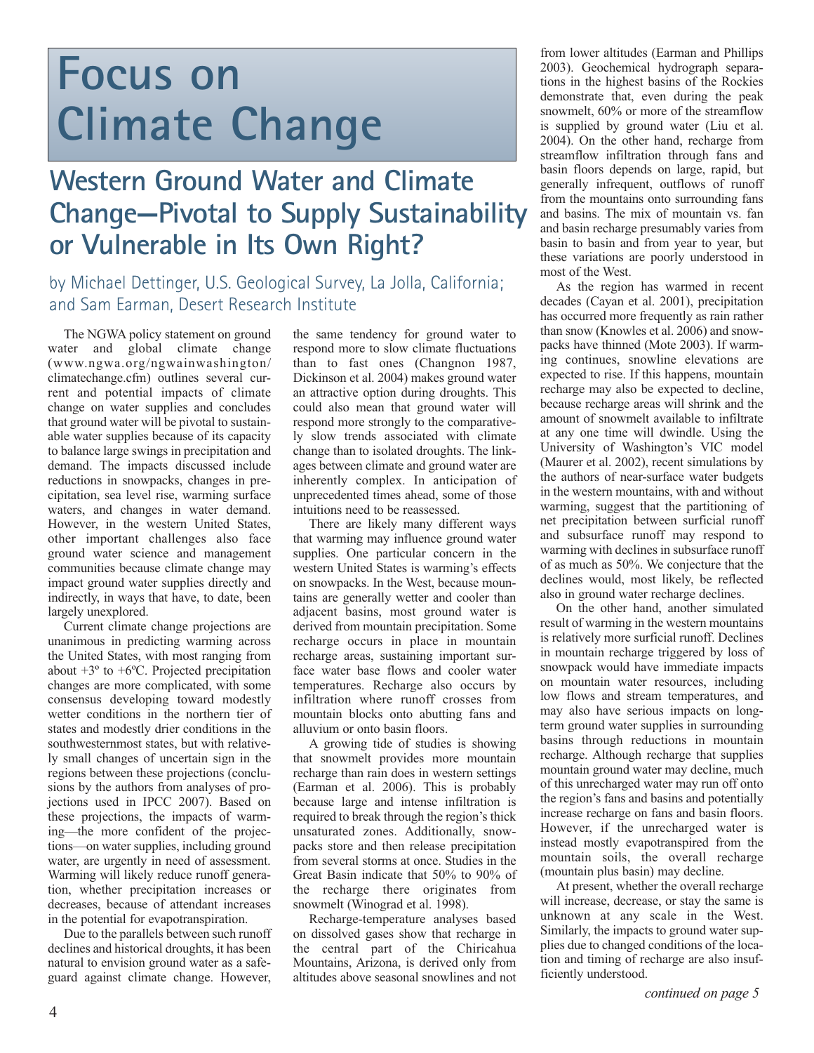# Focus on Climate Change

## Western Ground Water and Climate Change—Pivotal to Supply Sustainability or Vulnerable in Its Own Right?

by Michael Dettinger, U.S. Geological Survey, La Jolla, California; and Sam Earman, Desert Research Institute

The NGWA policy statement on ground water and global climate change (www.ngwa.org/ngwainwashington/climatechange.cfm) outlines several current and potential impacts of climate change on water supplies and concludes that ground water will be pivotal to sustainable water supplies because of its capacity to balance large swings in precipitation and demand. The impacts discussed include reductions in snowpacks, changes in precipitation, sea level rise, warming surface waters, and changes in water demand. However, in the western United States, other important challenges also face ground water science and management communities because climate change may impact ground water supplies directly and indirectly, in ways that have, to date, been largely unexplored.

Current climate change projections are unanimous in predicting warming across the United States, with most ranging from about +3º to +6ºC. Projected precipitation changes are more complicated, with some consensus developing toward modestly wetter conditions in the northern tier of states and modestly drier conditions in the southwesternmost states, but with relatively small changes of uncertain sign in the regions between these projections (conclusions by the authors from analyses of projections used in IPCC 2007). Based on these projections, the impacts of warming—the more confident of the projections—on water supplies, including ground water, are urgently in need of assessment. Warming will likely reduce runoff generation, whether precipitation increases or decreases, because of attendant increases in the potential for evapotranspiration.

Due to the parallels between such runoff declines and historical droughts, it has been natural to envision ground water as a safeguard against climate change. However, the same tendency for ground water to respond more to slow climate fluctuations than to fast ones (Changnon 1987, Dickinson et al. 2004) makes ground water an attractive option during droughts. This could also mean that ground water will respond more strongly to the comparatively slow trends associated with climate change than to isolated droughts. The linkages between climate and ground water are inherently complex. In anticipation of unprecedented times ahead, some of those intuitions need to be reassessed.

There are likely many different ways that warming may influence ground water supplies. One particular concern in the western United States is warming's effects on snowpacks. In the West, because mountains are generally wetter and cooler than adjacent basins, most ground water is derived from mountain precipitation. Some recharge occurs in place in mountain recharge areas, sustaining important surface water base flows and cooler water temperatures. Recharge also occurs by infiltration where runoff crosses from mountain blocks onto abutting fans and alluvium or onto basin floors.

A growing tide of studies is showing that snowmelt provides more mountain recharge than rain does in western settings (Earman et al. 2006). This is probably because large and intense infiltration is required to break through the region's thick unsaturated zones. Additionally, snowpacks store and then release precipitation from several storms at once. Studies in the Great Basin indicate that 50% to 90% of the recharge there originates from snowmelt (Winograd et al. 1998).

Recharge-temperature analyses based on dissolved gases show that recharge in the central part of the Chiricahua Mountains, Arizona, is derived only from altitudes above seasonal snowlines and not from lower altitudes (Earman and Phillips 2003). Geochemical hydrograph separations in the highest basins of the Rockies demonstrate that, even during the peak snowmelt, 60% or more of the streamflow is supplied by ground water (Liu et al. 2004). On the other hand, recharge from streamflow infiltration through fans and basin floors depends on large, rapid, but generally infrequent, outflows of runoff from the mountains onto surrounding fans and basins. The mix of mountain vs. fan and basin recharge presumably varies from basin to basin and from year to year, but these variations are poorly understood in most of the West.

As the region has warmed in recent decades (Cayan et al. 2001), precipitation has occurred more frequently as rain rather than snow (Knowles et al. 2006) and snowpacks have thinned (Mote 2003). If warming continues, snowline elevations are expected to rise. If this happens, mountain recharge may also be expected to decline, because recharge areas will shrink and the amount of snowmelt available to infiltrate at any one time will dwindle. Using the University of Washington's VIC model (Maurer et al. 2002), recent simulations by the authors of near-surface water budgets in the western mountains, with and without warming, suggest that the partitioning of net precipitation between surficial runoff and subsurface runoff may respond to warming with declines in subsurface runoff of as much as 50%. We conjecture that the declines would, most likely, be reflected also in ground water recharge declines.

On the other hand, another simulated result of warming in the western mountains is relatively more surficial runoff. Declines in mountain recharge triggered by loss of snowpack would have immediate impacts on mountain water resources, including low flows and stream temperatures, and may also have serious impacts on long-term ground water supplies in surrounding basins through reductions in mountain recharge. Although recharge that supplies mountain ground water may decline, much of this unrecharged water may run off onto the region's fans and basins and potentially increase recharge on fans and basin floors. However, if the unrecharged water is instead mostly evapotranspired from the mountain soils, the overall recharge (mountain plus basin) may decline.

At present, whether the overall recharge will increase, decrease, or stay the same is unknown at any scale in the West. Similarly, the impacts to ground water supplies due to changed conditions of the location and timing of recharge are also insufficiently understood.

*continued on page 5*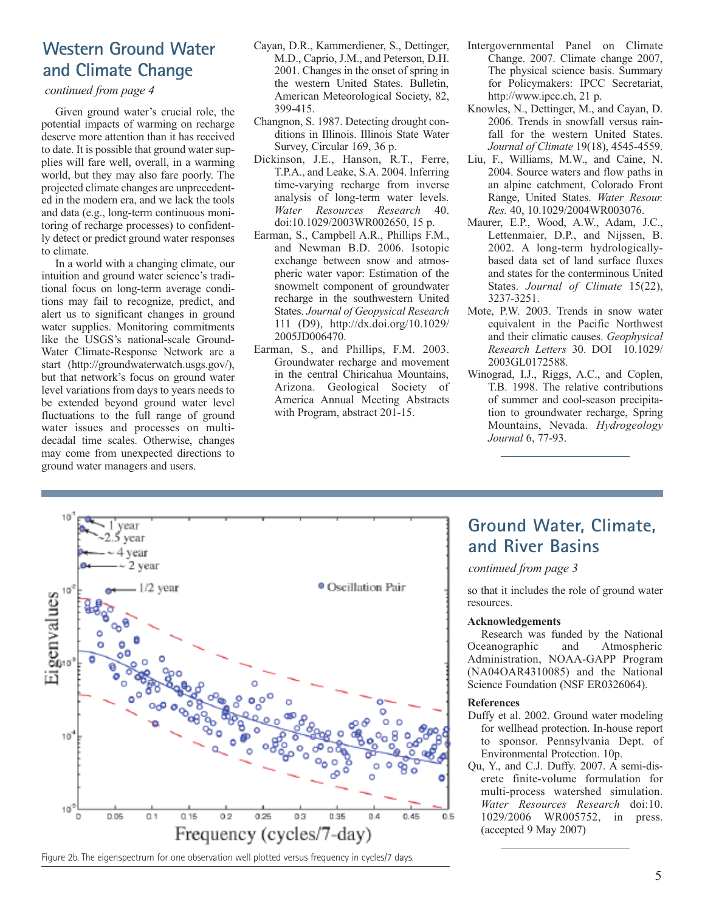## Western Ground Water and Climate Change

*continued from page 4*

Given ground water's crucial role, the potential impacts of warming on recharge deserve more attention than it has received to date. It is possible that ground water supplies will fare well, overall, in a warming world, but they may also fare poorly. The projected climate changes are unprecedented in the modern era, and we lack the tools and data (e.g., long-term continuous monitoring of recharge processes) to confidently detect or predict ground water responses to climate.

In a world with a changing climate, our intuition and ground water science's traditional focus on long-term average conditions may fail to recognize, predict, and alert us to significant changes in ground water supplies. Monitoring commitments like the USGS's national-scale Ground-Water Climate-Response Network are a start (http://groundwaterwatch.usgs.gov/), but that network's focus on ground water level variations from days to years needs to be extended beyond ground water level fluctuations to the full range of ground water issues and processes on multi-decadal time scales. Otherwise, changes may come from unexpected directions to ground water managers and users.

Cayan, D.R., Kammerdiener, S., Dettinger, M.D., Caprio, J.M., and Peterson, D.H. 2001. Changes in the onset of spring in the western United States. Bulletin, American Meteorological Society, 82, 399-415.

Changnon, S. 1987. Detecting drought conditions in Illinois. Illinois State Water Survey, Circular 169, 36 p.

Dickinson, J.E., Hanson, R.T., Ferre, T.P.A., and Leake, S.A. 2004. Inferring time-varying recharge from inverse analysis of long-term water levels. *Water Resources Research* 40. doi:10.1029/2003WR002650, 15 p.

Earman, S., Campbell A.R., Phillips F.M., and Newman B.D. 2006. Isotopic exchange between snow and atmospheric water vapor: Estimation of the snowmelt component of groundwater recharge in the southwestern United States. *Journal of Geopysical Research* 111 (D9), http://dx.doi.org/10.1029/2005JD006470.

Earman, S., and Phillips, F.M. 2003. Groundwater recharge and movement in the central Chiricahua Mountains, Arizona. Geological Society of America Annual Meeting Abstracts with Program, abstract 201-15.

Intergovernmental Panel on Climate Change. 2007. Climate change 2007, The physical science basis. Summary for Policymakers: IPCC Secretariat, http://www.ipcc.ch, 21 p.

Knowles, N., Dettinger, M., and Cayan, D. 2006. Trends in snowfall versus rainfall for the western United States. *Journal of Climate* 19(18), 4545-4559.

Liu, F., Williams, M.W., and Caine, N. 2004. Source waters and flow paths in an alpine catchment, Colorado Front Range, United States. *Water Resour. Res.* 40, 10.1029/2004WR003076.

Maurer, E.P., Wood, A.W., Adam, J.C., Lettenmaier, D.P., and Nijssen, B. 2002. A long-term hydrologically-based data set of land surface fluxes and states for the conterminous United States. *Journal of Climate* 15(22), 3237-3251.

Mote, P.W. 2003. Trends in snow water equivalent in the Pacific Northwest and their climatic causes. *Geophysical Research Letters* 30. DOI 10.1029/2003GL0172588.

Winograd, I.J., Riggs, A.C., and Coplen, T.B. 1998. The relative contributions of summer and cool-season precipitation to groundwater recharge, Spring Mountains, Nevada. *Hydrogeology Journal* 6, 77-93.

1 year
~2.5 year
~ 4 year
~ 2 year
1/2 year
Oscillation Pair
Eigenvalues
Frequency (cycles/7-day)
$10^{-1}$, $10^{-2}$, $10^{-3}$, $10^{-4}$, $10^{-5}$
0, 0.05, 0.1, 0.15, 0.2, 0.25, 0.3, 0.35, 0.4, 0.45, 0.5

Figure 2b. The eigenspectrum for one observation well plotted versus frequency in cycles/7 days.

## Ground Water, Climate, and River Basins

*continued from page 3*

so that it includes the role of ground water resources.

**Acknowledgements**

Research was funded by the National Oceanographic and Atmospheric Administration, NOAA-GAPP Program (NA04OAR4310085) and the National Science Foundation (NSF ER0326064).

**References**

Duffy et al. 2002. Ground water modeling for wellhead protection. In-house report to sponsor. Pennsylvania Dept. of Environmental Protection. 10p.

Qu, Y., and C.J. Duffy. 2007. A semi-discrete finite-volume formulation for multi-process watershed simulation. *Water Resources Research* doi:10.1029/2006 WR005752, in press. (accepted 9 May 2007)